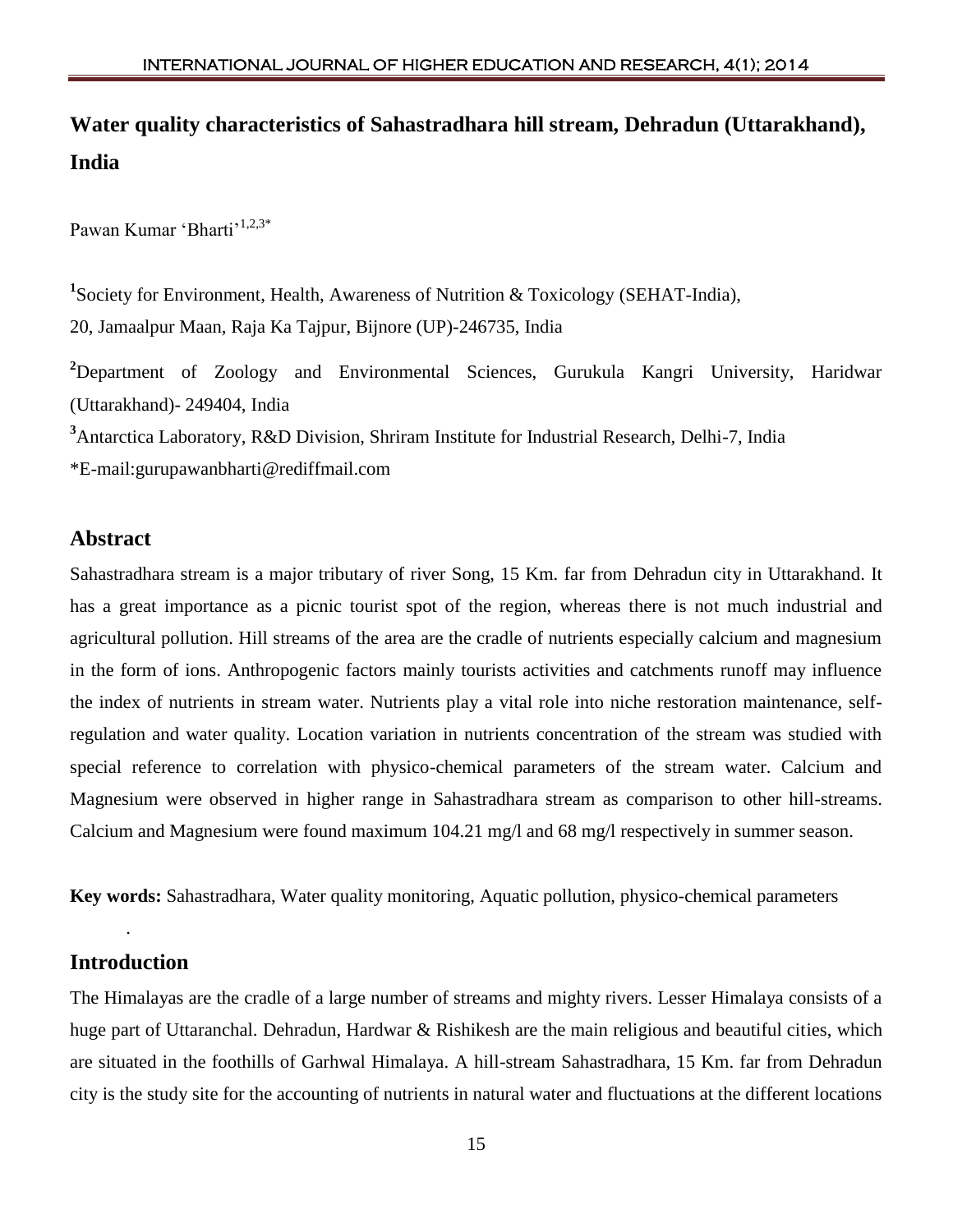# Water quality characteristics of Sahastradhara hill stream, Dehradun (Uttarakhand), India

Pawan Kumar 'Bharti'[1,2,3*]

[1]Society for Environment, Health, Awareness of Nutrition & Toxicology (SEHAT-India), 20, Jamaalpur Maan, Raja Ka Tajpur, Bijnore (UP)-246735, India

[2]Department of Zoology and Environmental Sciences, Gurukula Kangri University, Haridwar (Uttarakhand)- 249404, India

[3]Antarctica Laboratory, R&D Division, Shriram Institute for Industrial Research, Delhi-7, India

*E-mail:gurupawanbharti@rediffmail.com

## Abstract

Sahastradhara stream is a major tributary of river Song, 15 Km. far from Dehradun city in Uttarakhand. It has a great importance as a picnic tourist spot of the region, whereas there is not much industrial and agricultural pollution. Hill streams of the area are the cradle of nutrients especially calcium and magnesium in the form of ions. Anthropogenic factors mainly tourists activities and catchments runoff may influence the index of nutrients in stream water. Nutrients play a vital role into niche restoration maintenance, self-regulation and water quality. Location variation in nutrients concentration of the stream was studied with special reference to correlation with physico-chemical parameters of the stream water. Calcium and Magnesium were observed in higher range in Sahastradhara stream as comparison to other hill-streams. Calcium and Magnesium were found maximum 104.21 mg/l and 68 mg/l respectively in summer season.

**Key words:** Sahastradhara, Water quality monitoring, Aquatic pollution, physico-chemical parameters

## Introduction

The Himalayas are the cradle of a large number of streams and mighty rivers. Lesser Himalaya consists of a huge part of Uttaranchal. Dehradun, Hardwar & Rishikesh are the main religious and beautiful cities, which are situated in the foothills of Garhwal Himalaya. A hill-stream Sahastradhara, 15 Km. far from Dehradun city is the study site for the accounting of nutrients in natural water and fluctuations at the different locations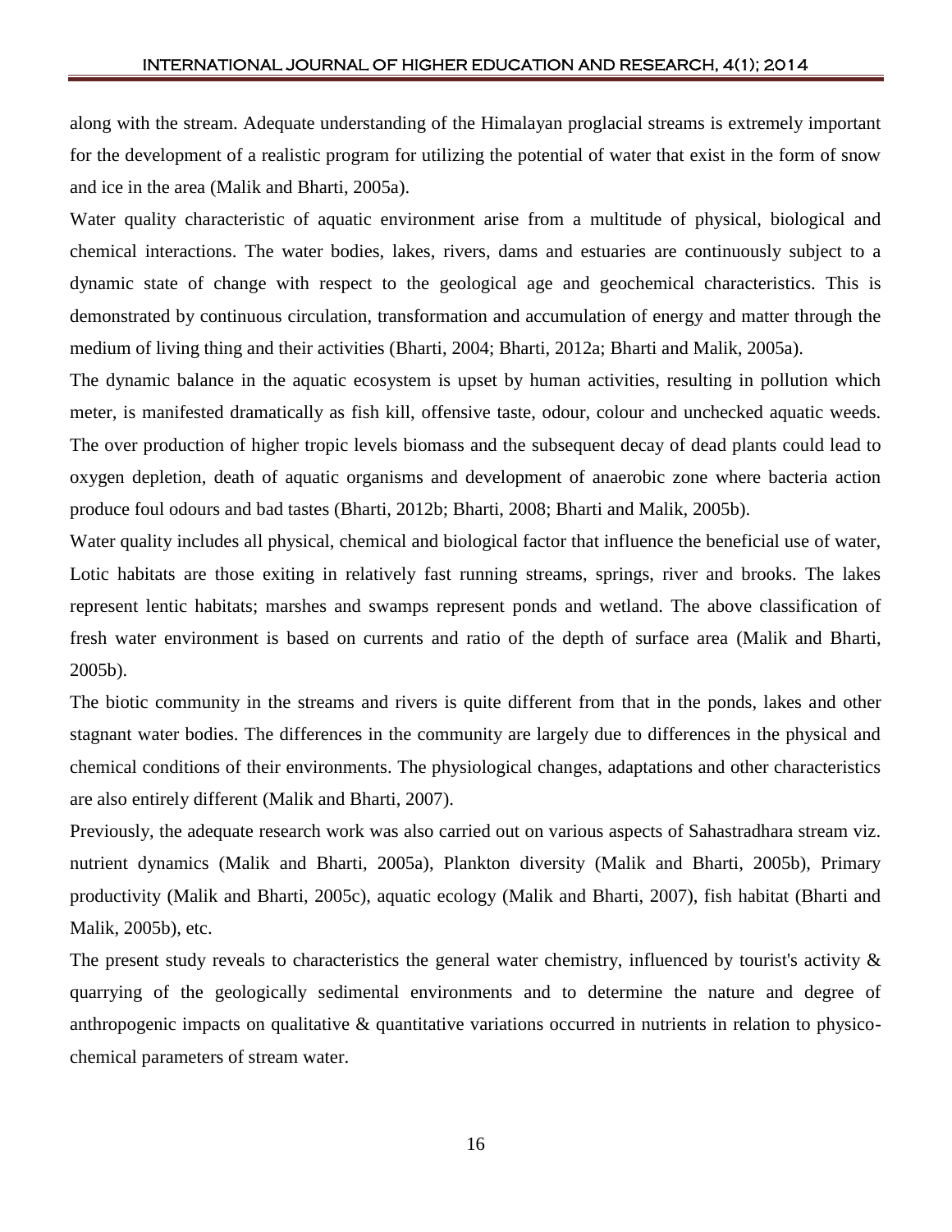along with the stream. Adequate understanding of the Himalayan proglacial streams is extremely important for the development of a realistic program for utilizing the potential of water that exist in the form of snow and ice in the area (Malik and Bharti, 2005a).

Water quality characteristic of aquatic environment arise from a multitude of physical, biological and chemical interactions. The water bodies, lakes, rivers, dams and estuaries are continuously subject to a dynamic state of change with respect to the geological age and geochemical characteristics. This is demonstrated by continuous circulation, transformation and accumulation of energy and matter through the medium of living thing and their activities (Bharti, 2004; Bharti, 2012a; Bharti and Malik, 2005a).

The dynamic balance in the aquatic ecosystem is upset by human activities, resulting in pollution which meter, is manifested dramatically as fish kill, offensive taste, odour, colour and unchecked aquatic weeds. The over production of higher tropic levels biomass and the subsequent decay of dead plants could lead to oxygen depletion, death of aquatic organisms and development of anaerobic zone where bacteria action produce foul odours and bad tastes (Bharti, 2012b; Bharti, 2008; Bharti and Malik, 2005b).

Water quality includes all physical, chemical and biological factor that influence the beneficial use of water, Lotic habitats are those exiting in relatively fast running streams, springs, river and brooks. The lakes represent lentic habitats; marshes and swamps represent ponds and wetland. The above classification of fresh water environment is based on currents and ratio of the depth of surface area (Malik and Bharti, 2005b).

The biotic community in the streams and rivers is quite different from that in the ponds, lakes and other stagnant water bodies. The differences in the community are largely due to differences in the physical and chemical conditions of their environments. The physiological changes, adaptations and other characteristics are also entirely different (Malik and Bharti, 2007).

Previously, the adequate research work was also carried out on various aspects of Sahastradhara stream viz. nutrient dynamics (Malik and Bharti, 2005a), Plankton diversity (Malik and Bharti, 2005b), Primary productivity (Malik and Bharti, 2005c), aquatic ecology (Malik and Bharti, 2007), fish habitat (Bharti and Malik, 2005b), etc.

The present study reveals to characteristics the general water chemistry, influenced by tourist's activity & quarrying of the geologically sedimental environments and to determine the nature and degree of anthropogenic impacts on qualitative & quantitative variations occurred in nutrients in relation to physico-chemical parameters of stream water.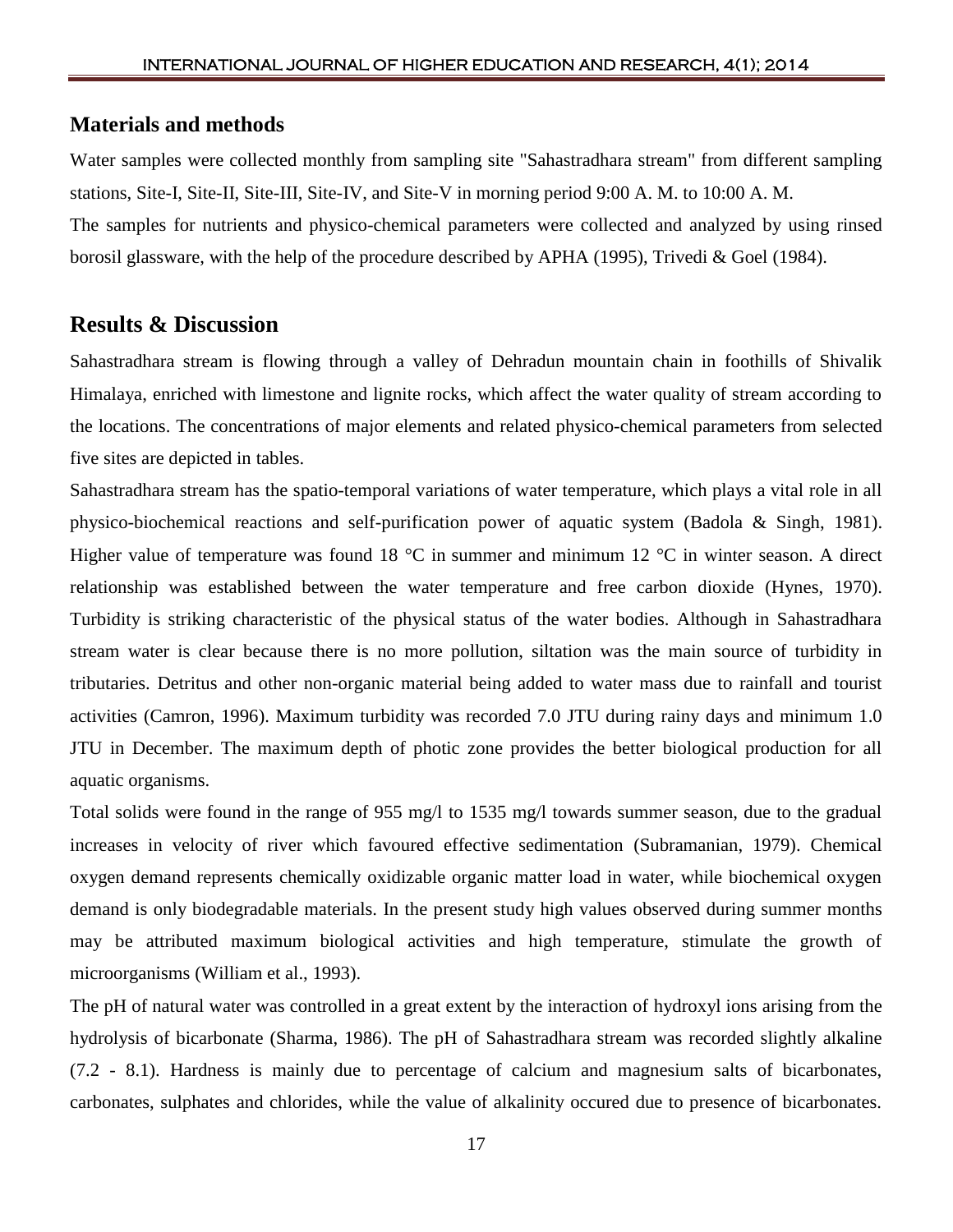## Materials and methods

Water samples were collected monthly from sampling site "Sahastradhara stream" from different sampling stations, Site-I, Site-II, Site-III, Site-IV, and Site-V in morning period 9:00 A. M. to 10:00 A. M.

The samples for nutrients and physico-chemical parameters were collected and analyzed by using rinsed borosil glassware, with the help of the procedure described by APHA (1995), Trivedi & Goel (1984).

## Results & Discussion

Sahastradhara stream is flowing through a valley of Dehradun mountain chain in foothills of Shivalik Himalaya, enriched with limestone and lignite rocks, which affect the water quality of stream according to the locations. The concentrations of major elements and related physico-chemical parameters from selected five sites are depicted in tables.

Sahastradhara stream has the spatio-temporal variations of water temperature, which plays a vital role in all physico-biochemical reactions and self-purification power of aquatic system (Badola & Singh, 1981). Higher value of temperature was found 18 °C in summer and minimum 12 °C in winter season. A direct relationship was established between the water temperature and free carbon dioxide (Hynes, 1970). Turbidity is striking characteristic of the physical status of the water bodies. Although in Sahastradhara stream water is clear because there is no more pollution, siltation was the main source of turbidity in tributaries. Detritus and other non-organic material being added to water mass due to rainfall and tourist activities (Camron, 1996). Maximum turbidity was recorded 7.0 JTU during rainy days and minimum 1.0 JTU in December. The maximum depth of photic zone provides the better biological production for all aquatic organisms.

Total solids were found in the range of 955 mg/l to 1535 mg/l towards summer season, due to the gradual increases in velocity of river which favoured effective sedimentation (Subramanian, 1979). Chemical oxygen demand represents chemically oxidizable organic matter load in water, while biochemical oxygen demand is only biodegradable materials. In the present study high values observed during summer months may be attributed maximum biological activities and high temperature, stimulate the growth of microorganisms (William et al., 1993).

The pH of natural water was controlled in a great extent by the interaction of hydroxyl ions arising from the hydrolysis of bicarbonate (Sharma, 1986). The pH of Sahastradhara stream was recorded slightly alkaline (7.2 - 8.1). Hardness is mainly due to percentage of calcium and magnesium salts of bicarbonates, carbonates, sulphates and chlorides, while the value of alkalinity occured due to presence of bicarbonates.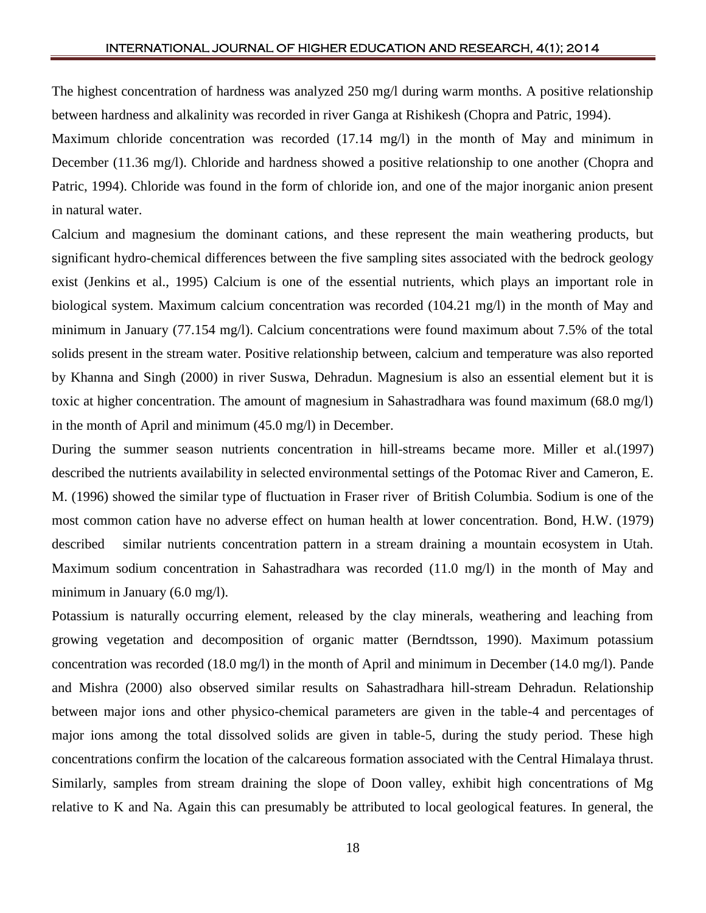The highest concentration of hardness was analyzed 250 mg/l during warm months. A positive relationship between hardness and alkalinity was recorded in river Ganga at Rishikesh (Chopra and Patric, 1994).

Maximum chloride concentration was recorded (17.14 mg/l) in the month of May and minimum in December (11.36 mg/l). Chloride and hardness showed a positive relationship to one another (Chopra and Patric, 1994). Chloride was found in the form of chloride ion, and one of the major inorganic anion present in natural water.

Calcium and magnesium the dominant cations, and these represent the main weathering products, but significant hydro-chemical differences between the five sampling sites associated with the bedrock geology exist (Jenkins et al., 1995) Calcium is one of the essential nutrients, which plays an important role in biological system. Maximum calcium concentration was recorded (104.21 mg/l) in the month of May and minimum in January (77.154 mg/l). Calcium concentrations were found maximum about 7.5% of the total solids present in the stream water. Positive relationship between, calcium and temperature was also reported by Khanna and Singh (2000) in river Suswa, Dehradun. Magnesium is also an essential element but it is toxic at higher concentration. The amount of magnesium in Sahastradhara was found maximum (68.0 mg/l) in the month of April and minimum (45.0 mg/l) in December.

During the summer season nutrients concentration in hill-streams became more. Miller et al.(1997) described the nutrients availability in selected environmental settings of the Potomac River and Cameron, E. M. (1996) showed the similar type of fluctuation in Fraser river of British Columbia. Sodium is one of the most common cation have no adverse effect on human health at lower concentration. Bond, H.W. (1979) described similar nutrients concentration pattern in a stream draining a mountain ecosystem in Utah. Maximum sodium concentration in Sahastradhara was recorded (11.0 mg/l) in the month of May and minimum in January (6.0 mg/l).

Potassium is naturally occurring element, released by the clay minerals, weathering and leaching from growing vegetation and decomposition of organic matter (Berndtsson, 1990). Maximum potassium concentration was recorded (18.0 mg/l) in the month of April and minimum in December (14.0 mg/l). Pande and Mishra (2000) also observed similar results on Sahastradhara hill-stream Dehradun. Relationship between major ions and other physico-chemical parameters are given in the table-4 and percentages of major ions among the total dissolved solids are given in table-5, during the study period. These high concentrations confirm the location of the calcareous formation associated with the Central Himalaya thrust. Similarly, samples from stream draining the slope of Doon valley, exhibit high concentrations of Mg relative to K and Na. Again this can presumably be attributed to local geological features. In general, the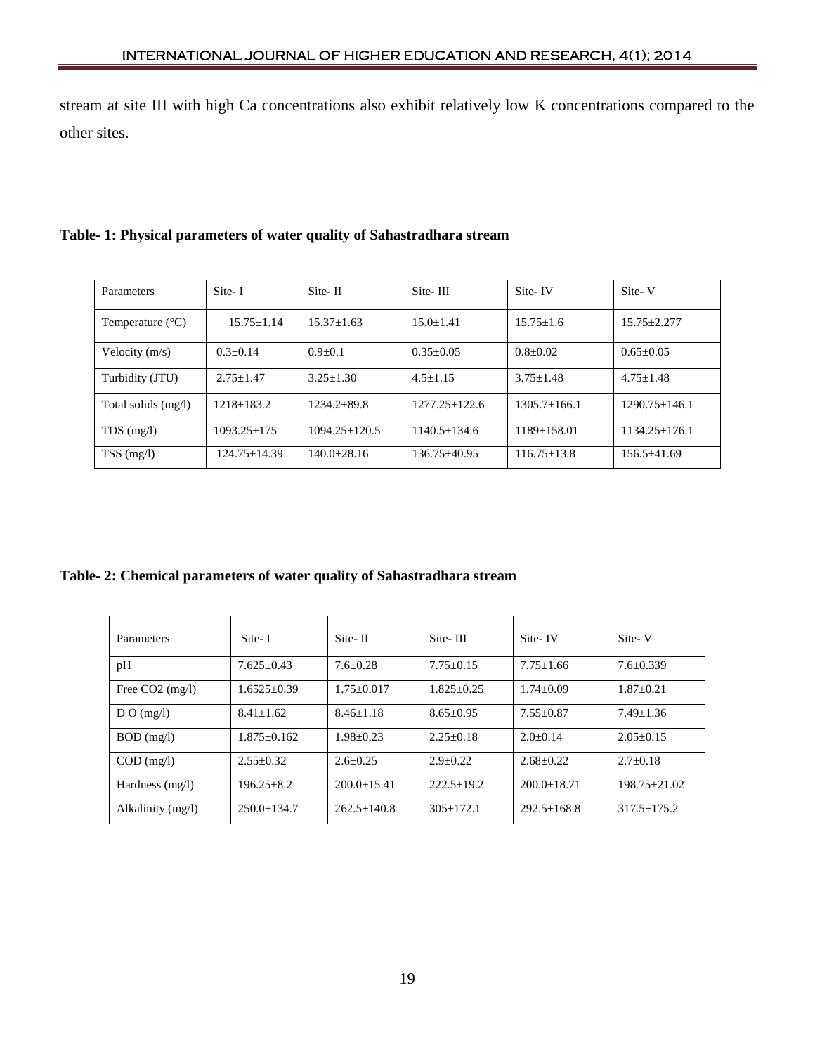stream at site III with high Ca concentrations also exhibit relatively low K concentrations compared to the other sites.

**Table- 1: Physical parameters of water quality of Sahastradhara stream**

| Parameters | Site- I | Site- II | Site- III | Site- IV | Site- V |
|---|---|---|---|---|---|
| Temperature (°C) | 15.75±1.14 | 15.37±1.63 | 15.0±1.41 | 15.75±1.6 | 15.75±2.277 |
| Velocity (m/s) | 0.3±0.14 | 0.9±0.1 | 0.35±0.05 | 0.8±0.02 | 0.65±0.05 |
| Turbidity (JTU) | 2.75±1.47 | 3.25±1.30 | 4.5±1.15 | 3.75±1.48 | 4.75±1.48 |
| Total solids (mg/l) | 1218±183.2 | 1234.2±89.8 | 1277.25±122.6 | 1305.7±166.1 | 1290.75±146.1 |
| TDS (mg/l) | 1093.25±175 | 1094.25±120.5 | 1140.5±134.6 | 1189±158.01 | 1134.25±176.1 |
| TSS (mg/l) | 124.75±14.39 | 140.0±28.16 | 136.75±40.95 | 116.75±13.8 | 156.5±41.69 |

**Table- 2: Chemical parameters of water quality of Sahastradhara stream**

| Parameters | Site- I | Site- II | Site- III | Site- IV | Site- V |
|---|---|---|---|---|---|
| pH | 7.625±0.43 | 7.6±0.28 | 7.75±0.15 | 7.75±1.66 | 7.6±0.339 |
| Free $CO_2$ (mg/l) | 1.6525±0.39 | 1.75±0.017 | 1.825±0.25 | 1.74±0.09 | 1.87±0.21 |
| D O (mg/l) | 8.41±1.62 | 8.46±1.18 | 8.65±0.95 | 7.55±0.87 | 7.49±1.36 |
| BOD (mg/l) | 1.875±0.162 | 1.98±0.23 | 2.25±0.18 | 2.0±0.14 | 2.05±0.15 |
| COD (mg/l) | 2.55±0.32 | 2.6±0.25 | 2.9±0.22 | 2.68±0.22 | 2.7±0.18 |
| Hardness (mg/l) | 196.25±8.2 | 200.0±15.41 | 222.5±19.2 | 200.0±18.71 | 198.75±21.02 |
| Alkalinity (mg/l) | 250.0±134.7 | 262.5±140.8 | 305±172.1 | 292.5±168.8 | 317.5±175.2 |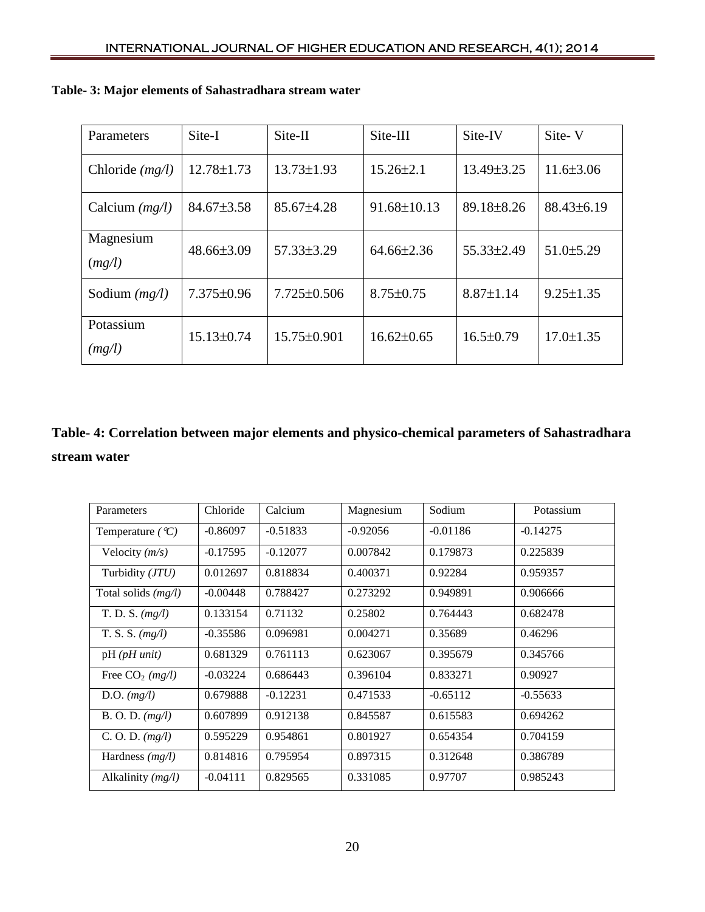**Table- 3: Major elements of Sahastradhara stream water**

| Parameters | Site-I | Site-II | Site-III | Site-IV | Site- V |
|---|---|---|---|---|---|
| Chloride *(mg/l)* | 12.78±1.73 | 13.73±1.93 | 15.26±2.1 | 13.49±3.25 | 11.6±3.06 |
| Calcium *(mg/l)* | 84.67±3.58 | 85.67±4.28 | 91.68±10.13 | 89.18±8.26 | 88.43±6.19 |
| Magnesium (*mg/l)* | 48.66±3.09 | 57.33±3.29 | 64.66±2.36 | 55.33±2.49 | 51.0±5.29 |
| Sodium *(mg/l)* | 7.375±0.96 | 7.725±0.506 | 8.75±0.75 | 8.87±1.14 | 9.25±1.35 |
| Potassium *(mg/l)* | 15.13±0.74 | 15.75±0.901 | 16.62±0.65 | 16.5±0.79 | 17.0±1.35 |

**Table- 4: Correlation between major elements and physico-chemical parameters of Sahastradhara stream water**

| Parameters | Chloride | Calcium | Magnesium | Sodium | Potassium |
|---|---|---|---|---|---|
| Temperature *(°C)* | -0.86097 | -0.51833 | -0.92056 | -0.01186 | -0.14275 |
| Velocity *(m/s)* | -0.17595 | -0.12077 | 0.007842 | 0.179873 | 0.225839 |
| Turbidity *(JTU)* | 0.012697 | 0.818834 | 0.400371 | 0.92284 | 0.959357 |
| Total solids *(mg/l)* | -0.00448 | 0.788427 | 0.273292 | 0.949891 | 0.906666 |
| T. D. S. *(mg/l)* | 0.133154 | 0.71132 | 0.25802 | 0.764443 | 0.682478 |
| T. S. S. *(mg/l)* | -0.35586 | 0.096981 | 0.004271 | 0.35689 | 0.46296 |
| pH *(pH unit)* | 0.681329 | 0.761113 | 0.623067 | 0.395679 | 0.345766 |
| Free $CO_2$ *(mg/l)* | -0.03224 | 0.686443 | 0.396104 | 0.833271 | 0.90927 |
| D.O. *(mg/l)* | 0.679888 | -0.12231 | 0.471533 | -0.65112 | -0.55633 |
| B. O. D. *(mg/l)* | 0.607899 | 0.912138 | 0.845587 | 0.615583 | 0.694262 |
| C. O. D. *(mg/l)* | 0.595229 | 0.954861 | 0.801927 | 0.654354 | 0.704159 |
| Hardness *(mg/l)* | 0.814816 | 0.795954 | 0.897315 | 0.312648 | 0.386789 |
| Alkalinity *(mg/l)* | -0.04111 | 0.829565 | 0.331085 | 0.97707 | 0.985243 |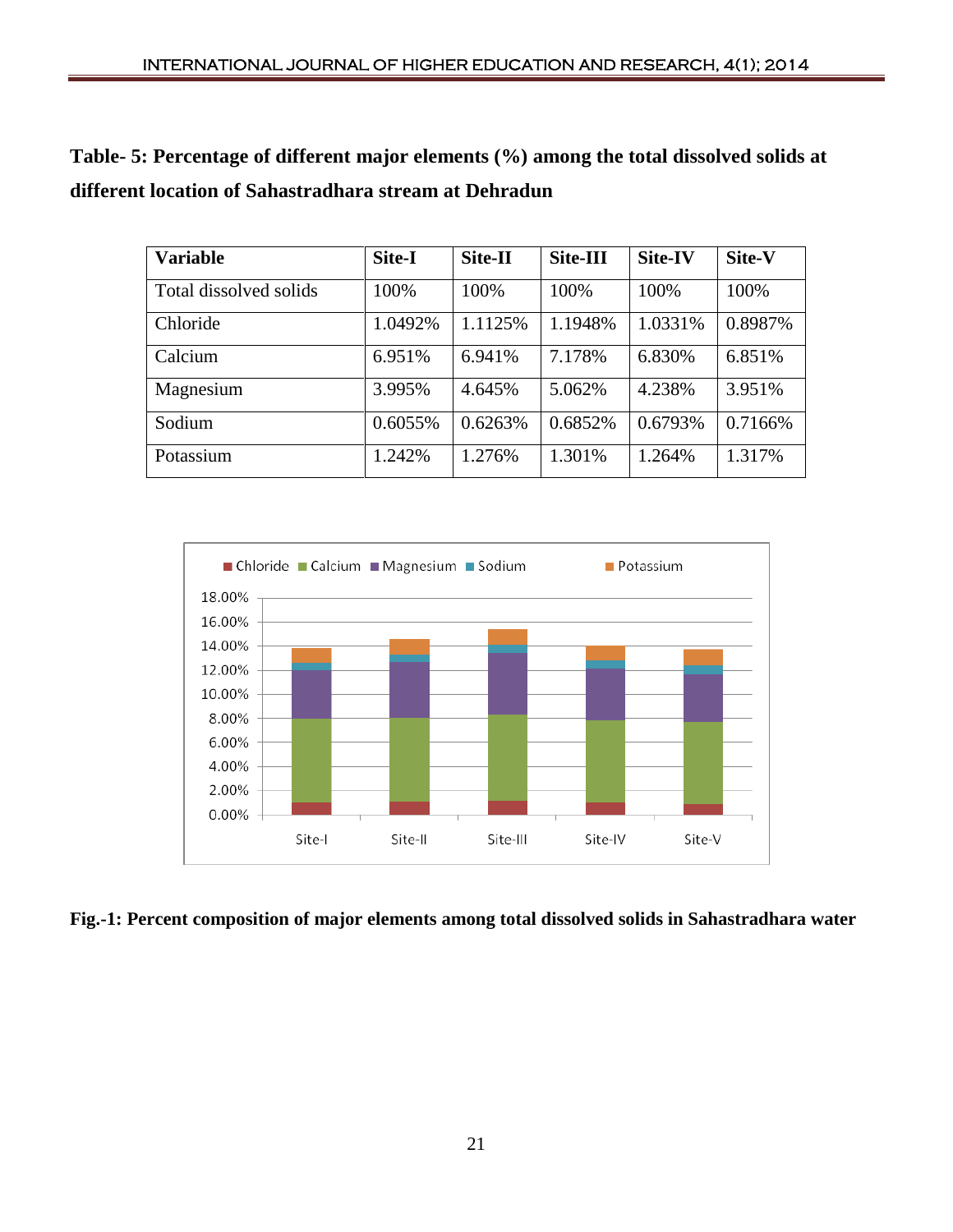**Table- 5: Percentage of different major elements (%) among the total dissolved solids at different location of Sahastradhara stream at Dehradun**

| Variable | Site-I | Site-II | Site-III | Site-IV | Site-V |
|---|---|---|---|---|---|
| Total dissolved solids | 100% | 100% | 100% | 100% | 100% |
| Chloride | 1.0492% | 1.1125% | 1.1948% | 1.0331% | 0.8987% |
| Calcium | 6.951% | 6.941% | 7.178% | 6.830% | 6.851% |
| Magnesium | 3.995% | 4.645% | 5.062% | 4.238% | 3.951% |
| Sodium | 0.6055% | 0.6263% | 0.6852% | 0.6793% | 0.7166% |
| Potassium | 1.242% | 1.276% | 1.301% | 1.264% | 1.317% |

**Fig.-1: Percent composition of major elements among total dissolved solids in Sahastradhara water**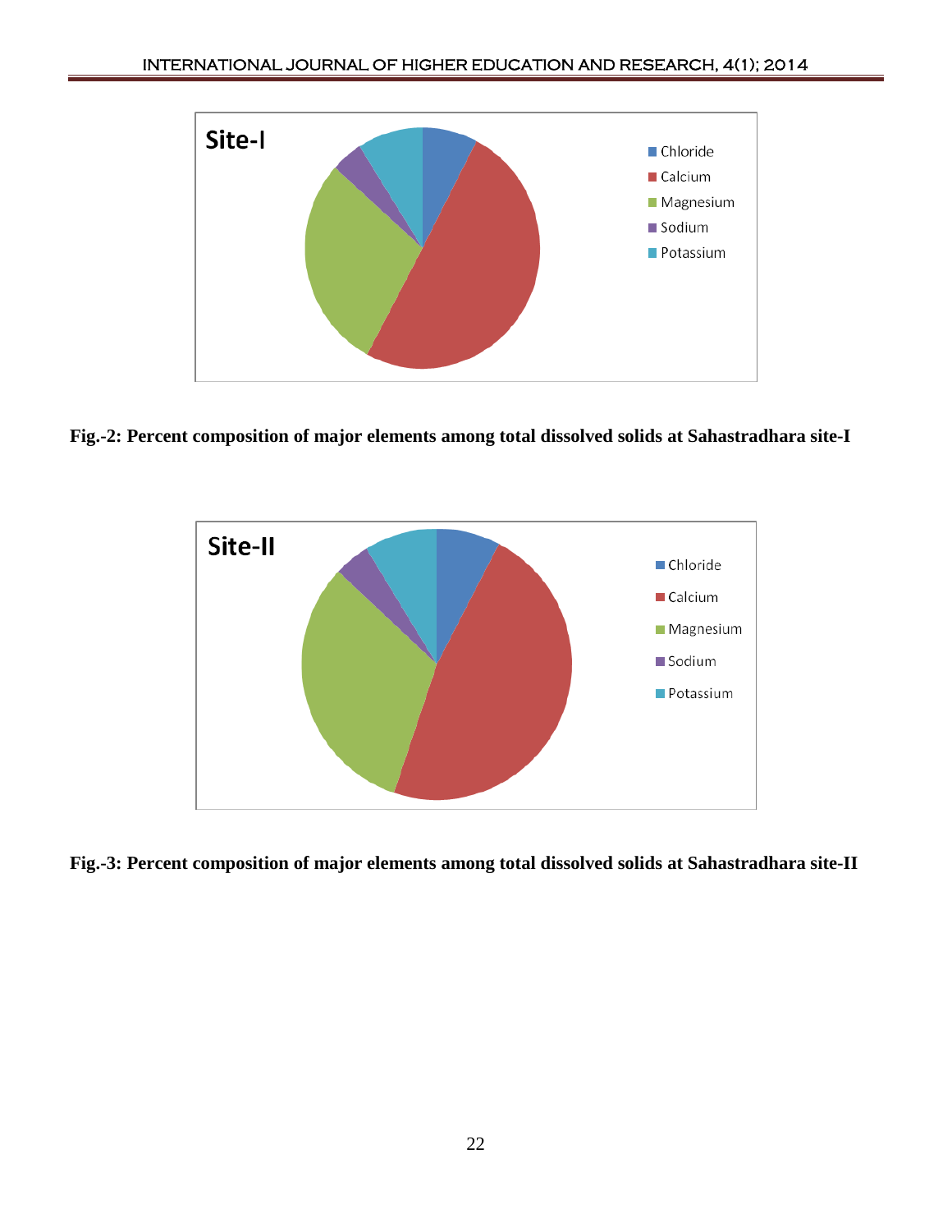**Fig.-2: Percent composition of major elements among total dissolved solids at Sahastradhara site-I**

**Fig.-3: Percent composition of major elements among total dissolved solids at Sahastradhara site-II**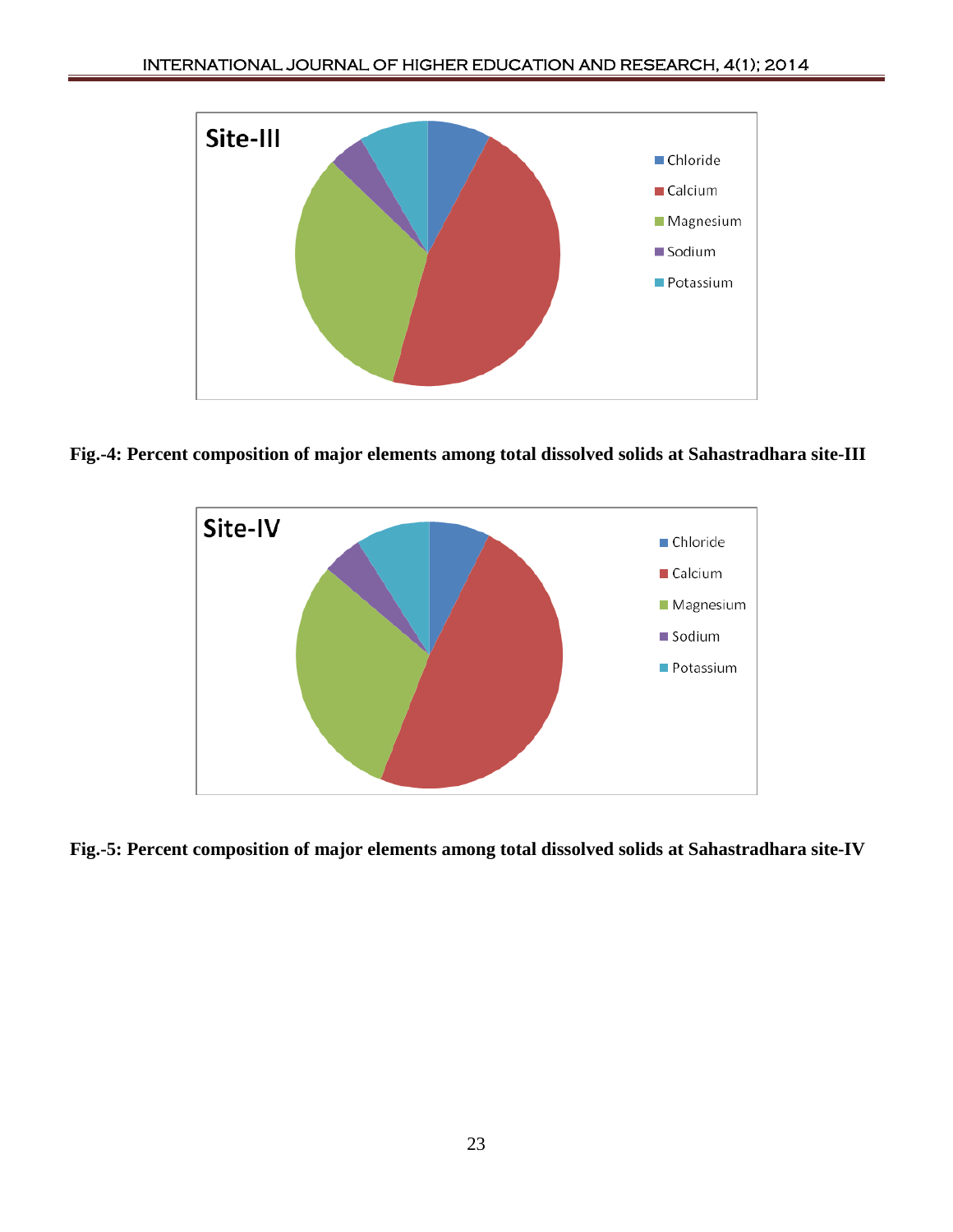**Fig.-4: Percent composition of major elements among total dissolved solids at Sahastradhara site-III**

**Fig.-5: Percent composition of major elements among total dissolved solids at Sahastradhara site-IV**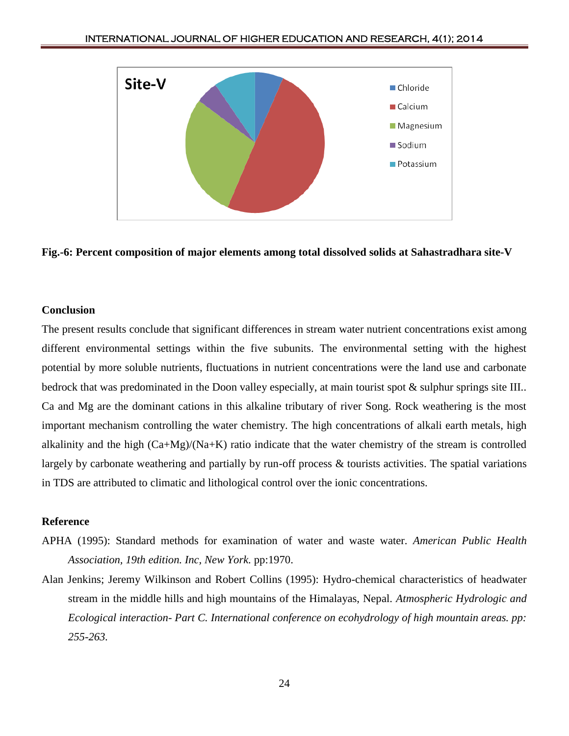**Fig.-6: Percent composition of major elements among total dissolved solids at Sahastradhara site-V**

## Conclusion

The present results conclude that significant differences in stream water nutrient concentrations exist among different environmental settings within the five subunits. The environmental setting with the highest potential by more soluble nutrients, fluctuations in nutrient concentrations were the land use and carbonate bedrock that was predominated in the Doon valley especially, at main tourist spot & sulphur springs site III.. Ca and Mg are the dominant cations in this alkaline tributary of river Song. Rock weathering is the most important mechanism controlling the water chemistry. The high concentrations of alkali earth metals, high alkalinity and the high (Ca+Mg)/(Na+K) ratio indicate that the water chemistry of the stream is controlled largely by carbonate weathering and partially by run-off process & tourists activities. The spatial variations in TDS are attributed to climatic and lithological control over the ionic concentrations.

## Reference

APHA (1995): Standard methods for examination of water and waste water. *American Public Health Association, 19th edition. Inc, New York.* pp:1970.

Alan Jenkins; Jeremy Wilkinson and Robert Collins (1995): Hydro-chemical characteristics of headwater stream in the middle hills and high mountains of the Himalayas, Nepal. *Atmospheric Hydrologic and Ecological interaction- Part C. International conference on ecohydrology of high mountain areas. pp: 255-263.*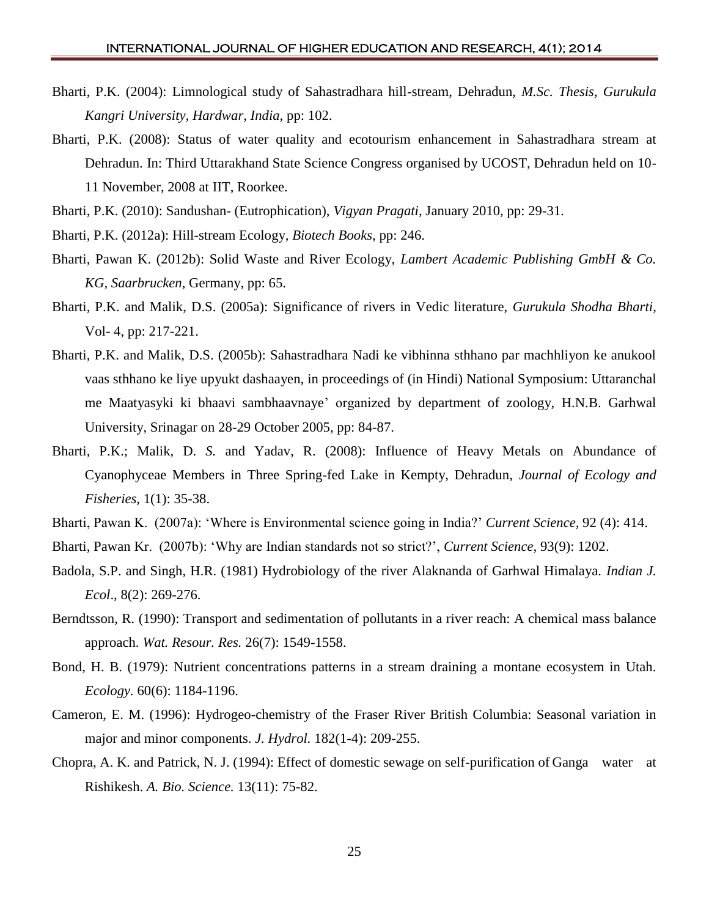Bharti, P.K. (2004): Limnological study of Sahastradhara hill-stream, Dehradun, *M.Sc. Thesis, Gurukula Kangri University, Hardwar, India,* pp: 102.

Bharti, P.K. (2008): Status of water quality and ecotourism enhancement in Sahastradhara stream at Dehradun. In: Third Uttarakhand State Science Congress organised by UCOST, Dehradun held on 10-11 November, 2008 at IIT, Roorkee.

Bharti, P.K. (2010): Sandushan- (Eutrophication), *Vigyan Pragati*, January 2010, pp: 29-31.

Bharti, P.K. (2012a): Hill-stream Ecology, *Biotech Books*, pp: 246.

Bharti, Pawan K. (2012b): Solid Waste and River Ecology, *Lambert Academic Publishing GmbH & Co. KG, Saarbrucken*, Germany, pp: 65.

Bharti, P.K. and Malik, D.S. (2005a): Significance of rivers in Vedic literature, *Gurukula Shodha Bharti*, Vol- 4, pp: 217-221.

Bharti, P.K. and Malik, D.S. (2005b): Sahastradhara Nadi ke vibhinna sthhano par machhliyon ke anukool vaas sthhano ke liye upyukt dashaayen, in proceedings of (in Hindi) National Symposium: Uttaranchal me Maatyasyki ki bhaavi sambhaavnaye' organized by department of zoology, H.N.B. Garhwal University, Srinagar on 28-29 October 2005, pp: 84-87.

Bharti, P.K.; Malik, D. *S.* and Yadav, R. (2008): Influence of Heavy Metals on Abundance of Cyanophyceae Members in Three Spring-fed Lake in Kempty, Dehradun, *Journal of Ecology and Fisheries*, 1(1): 35-38.

Bharti, Pawan K. (2007a): 'Where is Environmental science going in India?' *Current Science,* 92 (4): 414.

Bharti, Pawan Kr. (2007b): 'Why are Indian standards not so strict?', *Current Science,* 93(9): 1202.

Badola, S.P. and Singh, H.R. (1981) Hydrobiology of the river Alaknanda of Garhwal Himalaya. *Indian J. Ecol*., 8(2): 269-276.

Berndtsson, R. (1990): Transport and sedimentation of pollutants in a river reach: A chemical mass balance approach. *Wat. Resour. Res.* 26(7): 1549-1558.

Bond, H. B. (1979): Nutrient concentrations patterns in a stream draining a montane ecosystem in Utah. *Ecology*. 60(6): 1184-1196.

Cameron, E. M. (1996): Hydrogeo-chemistry of the Fraser River British Columbia: Seasonal variation in major and minor components. *J. Hydrol.* 182(1-4): 209-255.

Chopra, A. K. and Patrick, N. J. (1994): Effect of domestic sewage on self-purification of Ganga water at Rishikesh. *A. Bio. Science.* 13(11): 75-82.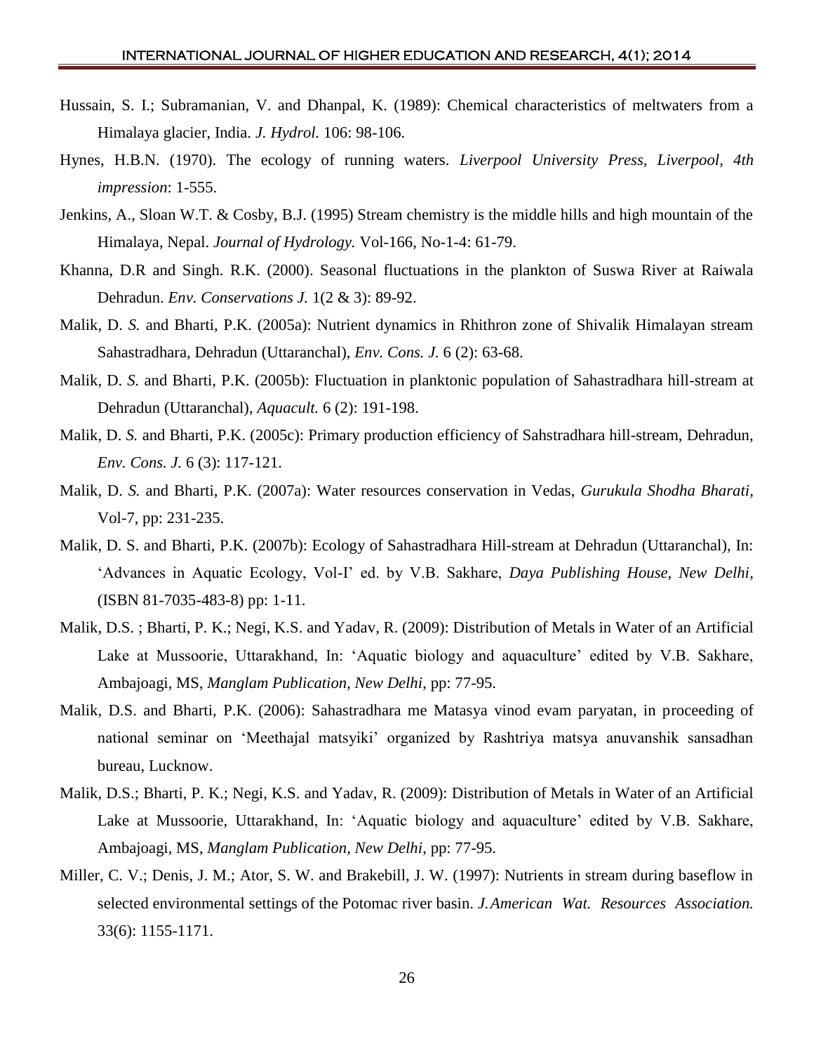Hussain, S. I.; Subramanian, V. and Dhanpal, K. (1989): Chemical characteristics of meltwaters from a Himalaya glacier, India. *J. Hydrol.* 106: 98-106.

Hynes, H.B.N. (1970). The ecology of running waters. *Liverpool University Press, Liverpool, 4th impression*: 1-555.

Jenkins, A., Sloan W.T. & Cosby, B.J. (1995) Stream chemistry is the middle hills and high mountain of the Himalaya, Nepal. *Journal of Hydrology.* Vol-166, No-1-4: 61-79.

Khanna, D.R and Singh. R.K. (2000). Seasonal fluctuations in the plankton of Suswa River at Raiwala Dehradun. *Env. Conservations J.* 1(2 & 3): 89-92.

Malik, D. *S.* and Bharti, P.K. (2005a): Nutrient dynamics in Rhithron zone of Shivalik Himalayan stream Sahastradhara, Dehradun (Uttaranchal), *Env. Cons. J.* 6 (2): 63-68.

Malik, D. *S.* and Bharti, P.K. (2005b): Fluctuation in planktonic population of Sahastradhara hill-stream at Dehradun (Uttaranchal), *Aquacult.* 6 (2): 191-198.

Malik, D. *S.* and Bharti, P.K. (2005c): Primary production efficiency of Sahstradhara hill-stream, Dehradun, *Env. Cons. J.* 6 (3): 117-121.

Malik, D. *S.* and Bharti, P.K. (2007a): Water resources conservation in Vedas, *Gurukula Shodha Bharati*, Vol-7, pp: 231-235.

Malik, D. S. and Bharti, P.K. (2007b): Ecology of Sahastradhara Hill-stream at Dehradun (Uttaranchal), In: 'Advances in Aquatic Ecology, Vol-I' ed. by V.B. Sakhare, *Daya Publishing House, New Delhi*, (ISBN 81-7035-483-8) pp: 1-11.

Malik, D.S. ; Bharti, P. K.; Negi, K.S. and Yadav, R. (2009): Distribution of Metals in Water of an Artificial Lake at Mussoorie, Uttarakhand, In: 'Aquatic biology and aquaculture' edited by V.B. Sakhare, Ambajoagi, MS, *Manglam Publication, New Delhi*, pp: 77-95.

Malik, D.S. and Bharti, P.K. (2006): Sahastradhara me Matasya vinod evam paryatan, in proceeding of national seminar on 'Meethajal matsyiki' organized by Rashtriya matsya anuvanshik sansadhan bureau, Lucknow.

Malik, D.S.; Bharti, P. K.; Negi, K.S. and Yadav, R. (2009): Distribution of Metals in Water of an Artificial Lake at Mussoorie, Uttarakhand, In: 'Aquatic biology and aquaculture' edited by V.B. Sakhare, Ambajoagi, MS, *Manglam Publication, New Delhi*, pp: 77-95.

Miller, C. V.; Denis, J. M.; Ator, S. W. and Brakebill, J. W. (1997): Nutrients in stream during baseflow in selected environmental settings of the Potomac river basin. *J.American Wat. Resources Association.* 33(6): 1155-1171.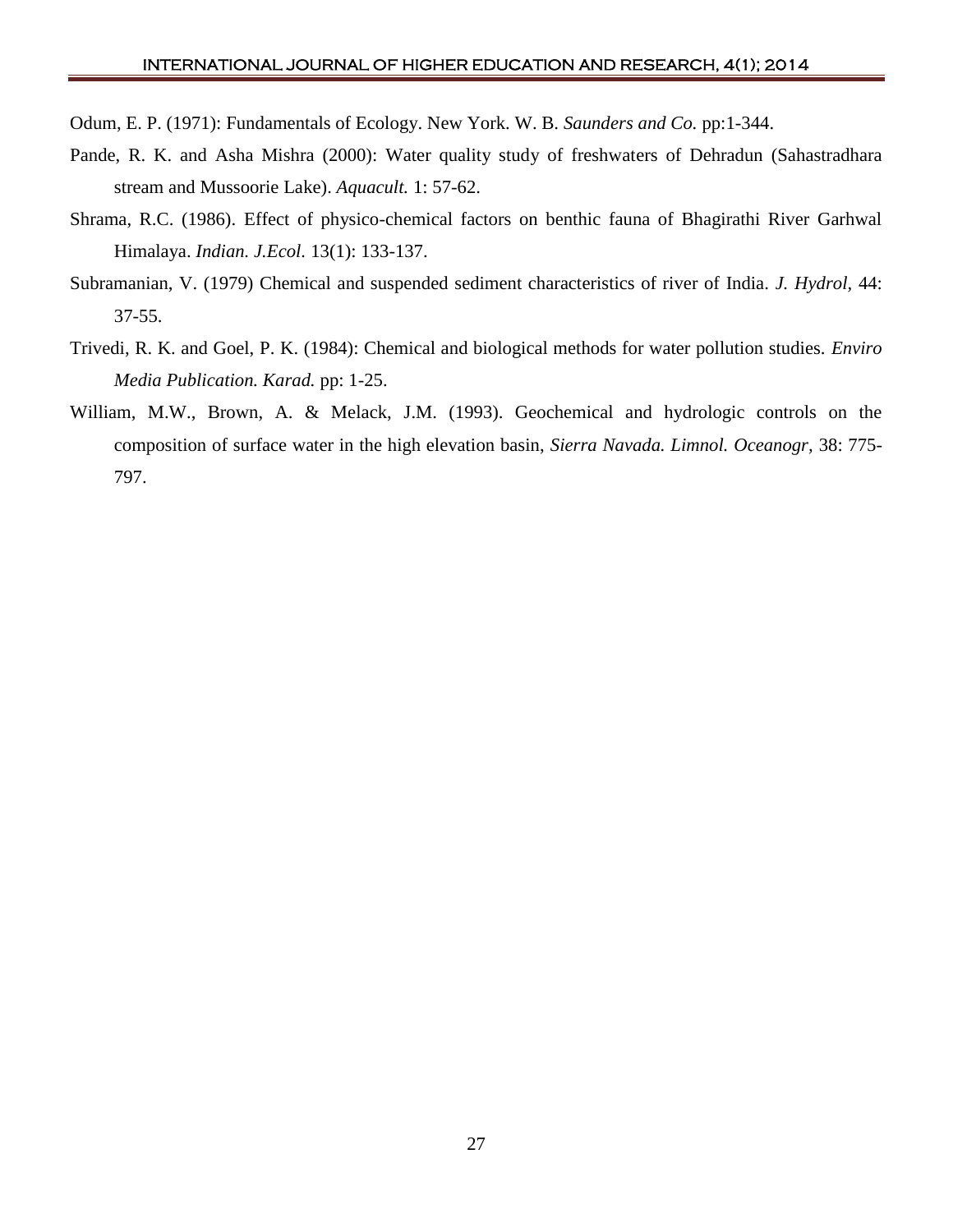Odum, E. P. (1971): Fundamentals of Ecology. New York. W. B. *Saunders and Co.* pp:1-344.

Pande, R. K. and Asha Mishra (2000): Water quality study of freshwaters of Dehradun (Sahastradhara stream and Mussoorie Lake). *Aquacult.* 1: 57-62.

Shrama, R.C. (1986). Effect of physico-chemical factors on benthic fauna of Bhagirathi River Garhwal Himalaya. *Indian. J.Ecol.* 13(1): 133-137.

Subramanian, V. (1979) Chemical and suspended sediment characteristics of river of India. *J. Hydrol*, 44: 37-55.

Trivedi, R. K. and Goel, P. K. (1984): Chemical and biological methods for water pollution studies. *Enviro Media Publication. Karad.* pp: 1-25.

William, M.W., Brown, A. & Melack, J.M. (1993). Geochemical and hydrologic controls on the composition of surface water in the high elevation basin, *Sierra Navada. Limnol. Oceanogr*, 38: 775-797.